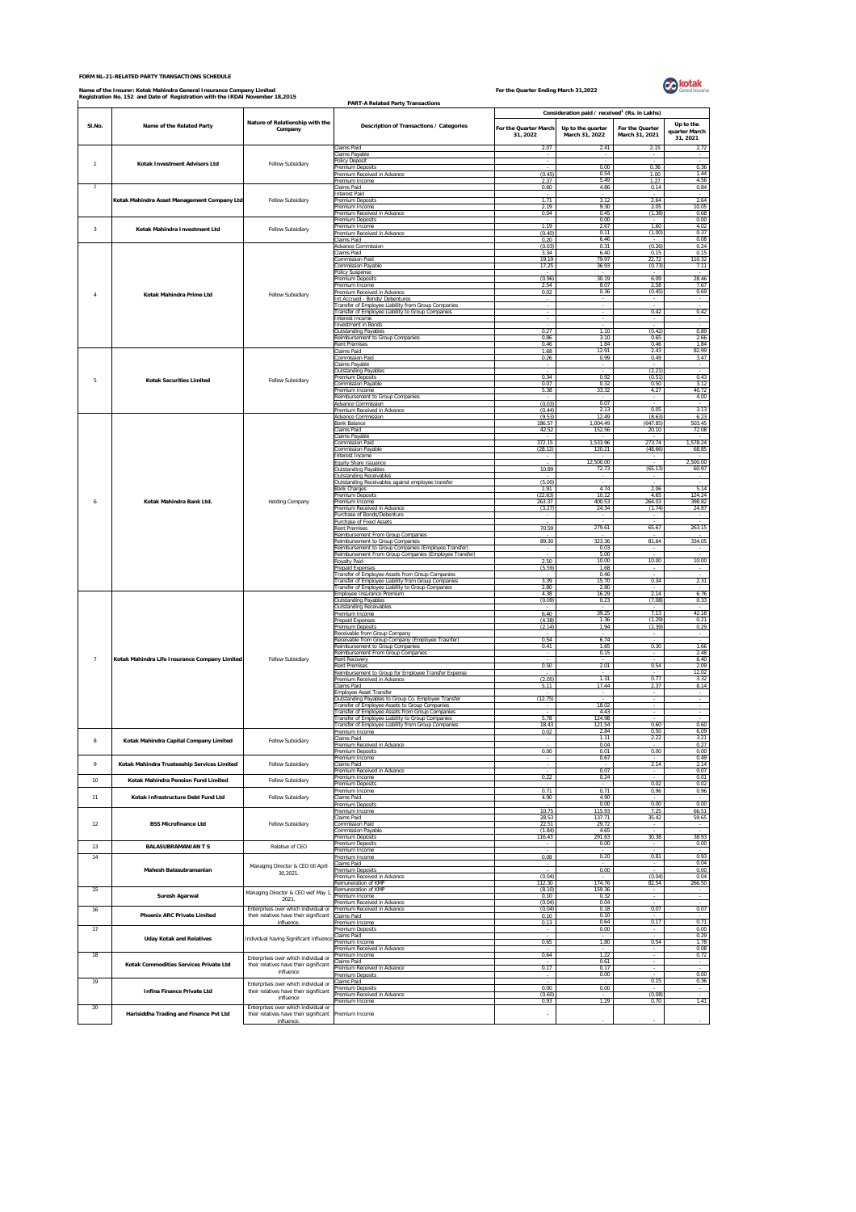**FORM NL-21-RELATED PARTY TRANSACTIONS SCHEDULE**

**Name of the Insurer: Kotak Mahindra General Insurance Company Limited**
**Registration No. 152 and Date of Registration with the IRDAI November 18,2015**

**For the Quarter Ending March 31,2022**

**PART-A Related Party Transactions**

| Sl.No. | Name of the Related Party | Nature of Relationship with the Company | Description of Transactions / Categories | Consideration paid / received[1] (Rs. in Lakhs) | | | |
|---|---|---|---|---|---|---|---|
| | | | | For the Quarter March 31, 2022 | Up to the quarter March 31, 2022 | For the Quarter March 31, 2021 | Up to the quarter March 31, 2021 |
| 1 | Kotak Investment Advisors Ltd | Fellow Subsidiary | Claims Paid | 2.07 | 2.41 | 2.15 | 2.72 |
| | | | Claims Payable | - | - | - | - |
| | | | Policy Deposit | - | - | - | - |
| | | | Premium Deposits | - | 0.00 | 0.36 | 0.36 |
| | | | Premium Received in Advance | (0.45) | 0.54 | 1.00 | 1.44 |
| | | | Premium Income | 2.37 | 5.49 | 1.27 | 4.56 |
| 2 | Kotak Mahindra Asset Management Company Ltd | Fellow Subsidiary | Claims Paid | 0.60 | 4.86 | 0.14 | 0.84 |
| | | | Interest Paid | - | - | - | - |
| | | | Premium Deposits | 1.71 | 3.12 | 2.64 | 2.64 |
| | | | Premium Income | 2.19 | 9.30 | 2.05 | 10.05 |
| | | | Premium Received in Advance | 0.04 | 0.45 | (1.38) | 0.68 |
| 3 | Kotak Mahindra Investment Ltd | Fellow Subsidiary | Premium Deposits | | 0.00 | - | 0.00 |
| | | | Premium Income | 1.19 | 2.67 | 1.60 | 4.02 |
| | | | Premium Received in Advance | (0.40) | 0.11 | (1.00) | 0.37 |
| | | | Claims Paid | 0.20 | 6.46 | - | 0.08 |
| 4 | Kotak Mahindra Prime Ltd | Fellow Subsidiary | Advance Commission | (0.03) | 0.31 | (0.26) | 0.24 |
| | | | Claims Paid | 3.34 | 6.40 | 0.15 | 0.15 |
| | | | Commission Paid | 19.19 | 79.97 | 22.72 | 110.32 |
| | | | Commission Payable | 17.25 | 36.93 | (0.73) | 7.11 |
| | | | Policy Suspense | - | - | - | - |
| | | | Premium Deposits | (0.96) | 30.19 | 6.09 | 28.46 |
| | | | Premium Income | 2.54 | 8.07 | 2.58 | 7.67 |
| | | | Premium Received in Advance | 0.02 | 0.36 | (0.45) | 0.69 |
| | | | Int Accrued - Bonds/ Debentures | - | - | - | - |
| | | | Transfer of Employee Liability from Group Companies | - | - | - | - |
| | | | Transfer of Employee Liability to Group Companies | - | - | 0.42 | 0.42 |
| | | | Interest Income | - | - | - | - |
| | | | Investment in Bonds | - | - | - | - |
| | | | Outstanding Payables | 0.27 | 1.10 | (0.42) | 0.89 |
| | | | Reimbursement to Group Companies | 0.86 | 3.10 | 0.65 | 2.66 |
| | | | Rent Premises | 0.46 | 1.84 | 0.46 | 1.84 |
| 5 | Kotak Securities Limited | Fellow Subsidiary | Claims Paid | 1.68 | 12.91 | 2.43 | 82.99 |
| | | | Commission Paid | 0.26 | 0.99 | 0.49 | 3.47 |
| | | | Claims Payable | - | - | - | - |
| | | | Outstanding Payables | - | - | (2.21) | - |
| | | | Premium Deposits | 0.34 | 0.92 | (0.51) | 0.43 |
| | | | Commission Payable | 0.07 | 0.32 | 0.50 | 3.12 |
| | | | Premium Income | 5.38 | 33.32 | 4.27 | 40.72 |
| | | | Reimbursement to Group Companies | - | - | - | 4.00 |
| | | | Advance Commission | (0.03) | 0.07 | - | - |
| | | | Premium Received in Advance | (0.44) | 2.13 | 0.05 | 3.13 |
| 6 | Kotak Mahindra Bank Ltd. | Holding Company | Advance Commission | (9.53) | 12.49 | (8.63) | 6.23 |
| | | | Bank Balance | 186.57 | 1,004.49 | (647.85) | 503.45 |
| | | | Claims Paid | 42.52 | 152.56 | 20.10 | 72.08 |
| | | | Claims Payable | - | - | - | - |
| | | | Commission Paid | 372.15 | 1,533.96 | 273.74 | 1,578.24 |
| | | | Commission Payable | (28.12) | 120.21 | (48.66) | 68.85 |
| | | | Interest Income | - | - | - | - |
| | | | Equity Share Issuance | - | 12,500.00 | - | 2,500.00 |
| | | | Outstanding Payables | 10.89 | 72.73 | (65.13) | 60.97 |
| | | | Outstanding Receivables | - | - | - | - |
| | | | Outstanding Receivables against employee transfer | (5.00) | - | - | - |
| | | | Bank Charges | 1.91 | 4.74 | 2.06 | 5.14 |
| | | | Premium Deposits | (22.63) | 10.12 | 4.65 | 124.24 |
| | | | Premium Income | 263.37 | 400.53 | 264.03 | 398.82 |
| | | | Premium Received in Advance | (3.27) | 24.34 | (1.74) | 24.97 |
| | | | Purchase of Bonds/Debenture | - | - | - | - |
| | | | Purchase of Fixed Assets | - | - | - | - |
| | | | Rent Premises | 70.59 | 279.61 | 65.67 | 263.15 |
| | | | Reimbursement From Group Companies | - | - | - | - |
| | | | Reimbursement to Group Companies | 89.30 | 323.36 | 81.64 | 334.05 |
| | | | Reimbursement to Group Companies (Employee Transfer) | - | 0.03 | - | - |
| | | | Reimbursement From Group Companies (Employee Transfer) | - | 5.00 | - | - |
| | | | Royalty Paid | 2.50 | 10.00 | 10.00 | 10.00 |
| | | | Prepaid Expenses | (5.59) | 1.68 | - | - |
| | | | Transfer of Employee Assets from Group Companies | - | 0.46 | - | - |
| | | | Transfer of Employee Liability from Group Companies | 3.39 | 15.70 | 0.34 | 2.31 |
| | | | Transfer of Employee Liability to Group Companies | 2.80 | 2.80 | - | - |
| 7 | Kotak Mahindra Life Insurance Company Limited | Fellow Subsidiary | Employee Insurance Premium | 4.38 | 16.29 | 2.14 | 6.76 |
| | | | Outstanding Payables | (0.09) | 0.23 | (7.08) | 0.33 |
| | | | Outstanding Receivables | - | - | - | - |
| | | | Premium Income | 6.40 | 39.25 | 7.13 | 42.18 |
| | | | Prepaid Expenses | (4.38) | 1.36 | (1.29) | 0.21 |
| | | | Premium Deposits | (2.14) | 1.94 | (2.39) | 0.29 |
| | | | Receivable from Group Company | - | - | - | - |
| | | | Receivable from Group Company (Employee Trasnfer) | 0.54 | 6.74 | - | - |
| | | | Reimbursement to Group Companies | 0.41 | 1.65 | 0.30 | 1.66 |
| | | | Reimbursement From Group Companies | - | 0.15 | - | 2.48 |
| | | | Rent Recovery | - | - | - | 6.40 |
| | | | Rent Premises | 0.50 | 2.01 | 0.54 | 2.09 |
| | | | Reimbursement to Group for Employee Transfer Expense | - | - | - | 12.02 |
| | | | Premium Received in Advance | (2.05) | 1.31 | 0.77 | 3.32 |
| | | | Claims Paid | 5.11 | 17.44 | 2.37 | 8.14 |
| | | | Employee Asset Transfer | - | - | - | - |
| | | | Outstanding Payables to Group Co. Employee Transfer | (12.75) | - | - | - |
| | | | Transfer of Employee Assets to Group Companies | - | 18.02 | - | - |
| | | | Transfer of Employee Assets from Group Companies | - | 4.43 | - | - |
| | | | Transfer of Employee Liability to Group Companies | 5.78 | 124.98 | - | - |
| | | | Transfer of Employee Liability from Group Companies | 18.43 | 121.54 | 0.60 | 0.60 |
| 8 | Kotak Mahindra Capital Company Limited | Fellow Subsidiary | Premium Income | 0.02 | 2.84 | 0.50 | 6.09 |
| | | | Claims Paid | - | 1.11 | 2.22 | 3.21 |
| | | | Premium Received in Advance | - | 0.04 | - | 0.27 |
| | | | Premium Deposits | 0.00 | 0.01 | 0.00 | 0.00 |
| 9 | Kotak Mahindra Trusteeship Services Limited | Fellow Subsidiary | Premium Income | - | 0.67 | - | 0.49 |
| | | | Claims Paid | - | - | 2.14 | 2.14 |
| | | | Premium Received in Advance | - | 0.07 | - | 0.07 |
| 10 | Kotak Mahindra Pension Fund Limited | Fellow Subsidiary | Premium Income | 0.22 | 0.24 | - | 0.01 |
| | | | Premium Deposits | - | - | 0.02 | 0.02 |
| 11 | Kotak Infrastructure Debt Fund Ltd | Fellow Subsidiary | Premium Income | 0.71 | 0.71 | 0.96 | 0.96 |
| | | | Claims Paid | 4.90 | 4.90 | - | - |
| | | | Premium Deposits | - | 0.00 | 0.00 | 0.00 |
| 12 | BSS Microfinance Ltd | Fellow Subsidiary | Premium Income | 10.75 | 115.93 | 7.25 | 66.51 |
| | | | Claims Paid | 28.53 | 137.71 | 35.42 | 59.65 |
| | | | Commission Paid | 22.51 | 29.72 | - | - |
| | | | Commission Payable | (1.84) | 4.65 | - | - |
| | | | Premium Deposits | 116.43 | 291.63 | 30.38 | 38.93 |
| 13 | BALASUBRAMANIAN T S | Relative of CEO | Premium Deposits | - | 0.00 | - | 0.00 |
| | | | Premium Income | - | - | - | - |
| 14 | Mahesh Balasubramanian | Managing Director & CEO till April 30,2021. | Premium Income | 0.08 | 0.20 | 0.81 | 0.93 |
| | | | Claims Paid | - | - | - | 0.04 |
| | | | Premium Deposits | - | 0.00 | - | 0.00 |
| | | | Premium Received in Advance | (0.04) | - | (0.04) | 0.04 |
| | | | Remuneration of KMP | 112.30 | 174.76 | 82.54 | 266.50 |
| 15 | Suresh Agarwal | Managing Director & CEO wef May 1, 2021. | Remuneration of KMP | (8.10) | 159.36 | - | - |
| | | | Premium Income | 0.10 | 0.32 | - | - |
| | | | Premium Received in Advance | (0.04) | 0.04 | - | - |
| 16 | Phoenix ARC Private Limited | Enterprises over which individual or their relatives have their significant influence. | Premium Received in Advance | (0.04) | 0.18 | 0.07 | 0.07 |
| | | | Claims Paid | 0.10 | 0.10 | - | - |
| | | | Premium Income | 0.13 | 0.64 | 0.17 | 0.71 |
| 17 | Uday Kotak and Relatives | Individual having Significant influence | Premium Deposits | - | 0.00 | - | 0.00 |
| | | | Claims Paid | - | - | - | 0.29 |
| | | | Premium Income | 0.65 | 1.80 | 0.54 | 1.78 |
| | | | Premium Received in Advance | - | - | - | 0.08 |
| 18 | Kotak Commodities Services Private Ltd | Enterprises over which individual or their relatives have their significant influence | Premium Income | 0.64 | 1.22 | - | 0.72 |
| | | | Claims Paid | - | 0.61 | - | - |
| | | | Premium Received in Advance | 0.17 | 0.17 | - | - |
| | | | Premium Deposits | - | 0.00 | - | - |
| 19 | Infina Finance Private Ltd | Enterprises over which individual or their relatives have their significant influence | Claims Paid | - | - | 0.15 | 0.36 |
| | | | Premium Deposits | 0.00 | 0.00 | - | - |
| | | | Premium Received in Advance | (0.60) | - | (0.08) | - |
| | | | Premium Income | 0.93 | 1.29 | 0.70 | 1.41 |
| 20 | Harisiddha Trading and Finance Pvt Ltd | Enterprises over which individual or their relatives have their significant influence. | Premium Income | - | - | - | - |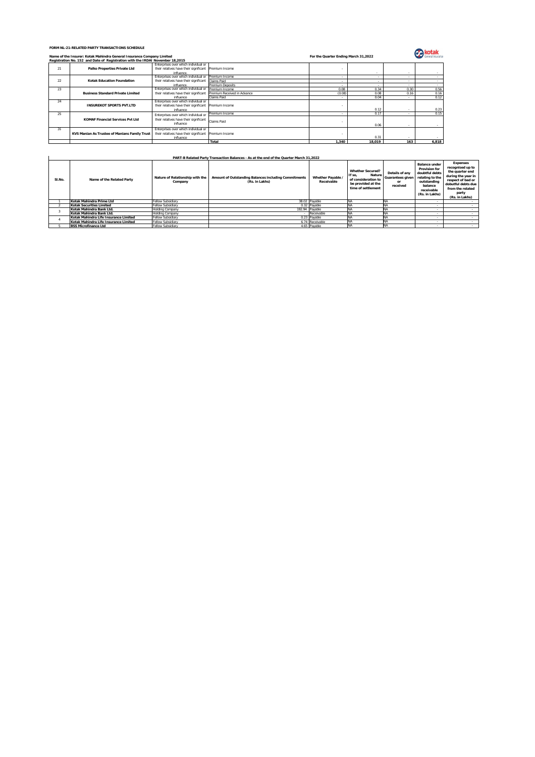**FORM NL-21-RELATED PARTY TRANSACTIONS SCHEDULE**

**Name of the Insurer: Kotak Mahindra General Insurance Company Limited**

**Registration No. 152 and Date of Registration with the IRDAI November 18,2015**

**For the Quarter Ending March 31,2022**

| | | | | | | | |
|---|---|---|---|---|---|---|---|
| 21 | **Palko Properties Private Ltd** | Enterprises over which individual or their relatives have their significant influence. | Premium Income | - | - | - | - |
| 22 | **Kotak Education Foundation** | Enterprises over which individual or their relatives have their significant influence. | Premium Income | - | - | - | - |
| | | | Claims Paid | - | - | - | - |
| | | | Premium Deposits | - | - | - | - |
| 23 | **Business Standard Private Limited** | Enterprises over which individual or their relatives have their significant influence | Premium Income | 0.08 | 0.34 | 0.30 | 0.56 |
| | | | Premium Received in Advance | (0.08) | 0.08 | 0.16 | 0.16 |
| | | | Claims Paid | - | 0.04 | - | 0.12 |
| 24 | **INSUREKOT SPORTS PVT.LTD** | Enterprises over which individual or their relatives have their significant influence | Premium Income | - | 0.12 | - | 0.23 |
| 25 | **KOMAF Financial Services Pvt Ltd** | Enterprises over which individual or their relatives have their significant influence | Premium Income | - | 0.17 | - | 0.15 |
| | | | Claims Paid | - | 0.06 | - | - |
| 26 | **KVS Manian As Trustee of Manians Family Trust** | Enterprises over which individual or their relatives have their significant influence | Premium Income | - | 0.31 | - | - |
| | | | **Total** | **1,340** | **18,019** | **163** | **6,818** |

**PART-B Related Party Transaction Balances - As at the end of the Quarter March 31,2022**

| Sl.No. | Name of the Related Party | Nature of Relationship with the Company | Amount of Outstanding Balances including Commitments (Rs. in Lakhs) | Whether Payable / Receivable | Whether Secured? If so, Nature of consideration to be provided at the time of settlement | Details of any Guarantees given or received | Balance under Provision for doubtful debts relating to the outstanding balance receivable (Rs. in Lakhs) | Expenses recognised up to the quarter end during the year in respect of bad or dobutful debts due from the related party (Rs. in Lakhs) |
|---|---|---|---|---|---|---|---|---|
| 1 | **Kotak Mahindra Prime Ltd** | Fellow Subsidiary | 38.02 | Payable | NA | NA | - | - |
| 2 | **Kotak Securities Limited** | Fellow Subsidiary | 0.32 | Payable | NA | NA | - | - |
| 3 | **Kotak Mahindra Bank Ltd.** | Holding Company | 192.94 | Payable | NA | NA | - | - |
| | **Kotak Mahindra Bank Ltd.** | Holding Company | - | Receivable | NA | NA | - | - |
| 4 | **Kotak Mahindra Life Insurance Limited** | Fellow Subsidiary | 0.23 | Payable | NA | NA | - | - |
| | **Kotak Mahindra Life Insurance Limited** | Fellow Subsidiary | 6.74 | Receivable | NA | NA | - | - |
| 5 | **BSS Microfinance Ltd** | Fellow Subsidiary | 4.65 | Payable | NA | NA | - | - |